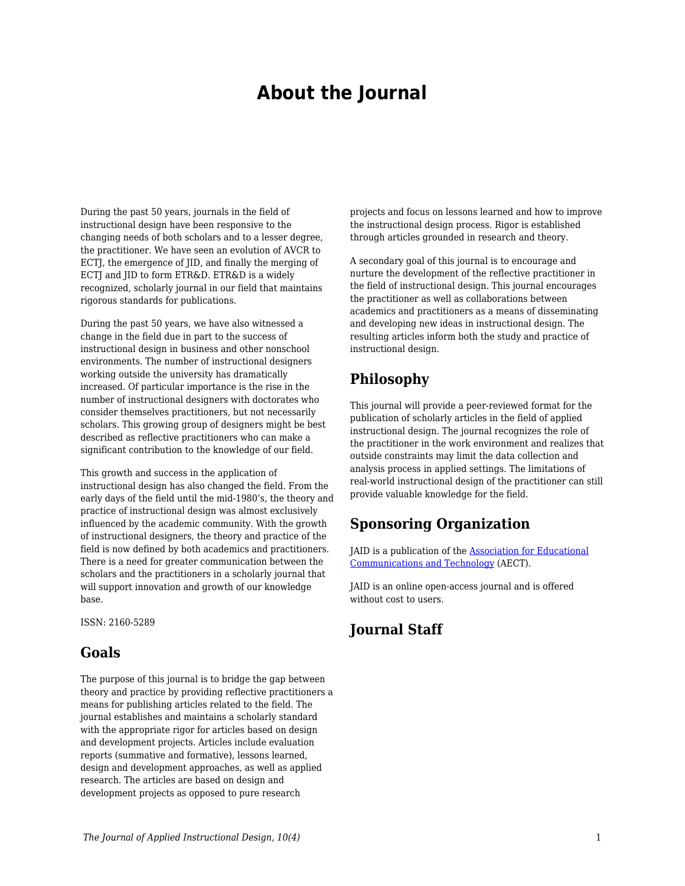# About the Journal

During the past 50 years, journals in the field of instructional design have been responsive to the changing needs of both scholars and to a lesser degree, the practitioner. We have seen an evolution of AVCR to ECTJ, the emergence of JID, and finally the merging of ECTJ and JID to form ETR&D. ETR&D is a widely recognized, scholarly journal in our field that maintains rigorous standards for publications.

During the past 50 years, we have also witnessed a change in the field due in part to the success of instructional design in business and other nonschool environments. The number of instructional designers working outside the university has dramatically increased. Of particular importance is the rise in the number of instructional designers with doctorates who consider themselves practitioners, but not necessarily scholars. This growing group of designers might be best described as reflective practitioners who can make a significant contribution to the knowledge of our field.

This growth and success in the application of instructional design has also changed the field. From the early days of the field until the mid-1980's, the theory and practice of instructional design was almost exclusively influenced by the academic community. With the growth of instructional designers, the theory and practice of the field is now defined by both academics and practitioners. There is a need for greater communication between the scholars and the practitioners in a scholarly journal that will support innovation and growth of our knowledge base.

ISSN: 2160-5289

## Goals

The purpose of this journal is to bridge the gap between theory and practice by providing reflective practitioners a means for publishing articles related to the field. The journal establishes and maintains a scholarly standard with the appropriate rigor for articles based on design and development projects. Articles include evaluation reports (summative and formative), lessons learned, design and development approaches, as well as applied research. The articles are based on design and development projects as opposed to pure research projects and focus on lessons learned and how to improve the instructional design process. Rigor is established through articles grounded in research and theory.

A secondary goal of this journal is to encourage and nurture the development of the reflective practitioner in the field of instructional design. This journal encourages the practitioner as well as collaborations between academics and practitioners as a means of disseminating and developing new ideas in instructional design. The resulting articles inform both the study and practice of instructional design.

## Philosophy

This journal will provide a peer-reviewed format for the publication of scholarly articles in the field of applied instructional design. The journal recognizes the role of the practitioner in the work environment and realizes that outside constraints may limit the data collection and analysis process in applied settings. The limitations of real-world instructional design of the practitioner can still provide valuable knowledge for the field.

## Sponsoring Organization

JAID is a publication of the [Association for Educational Communications and Technology](https://aect.org/) (AECT).

JAID is an online open-access journal and is offered without cost to users.

## Journal Staff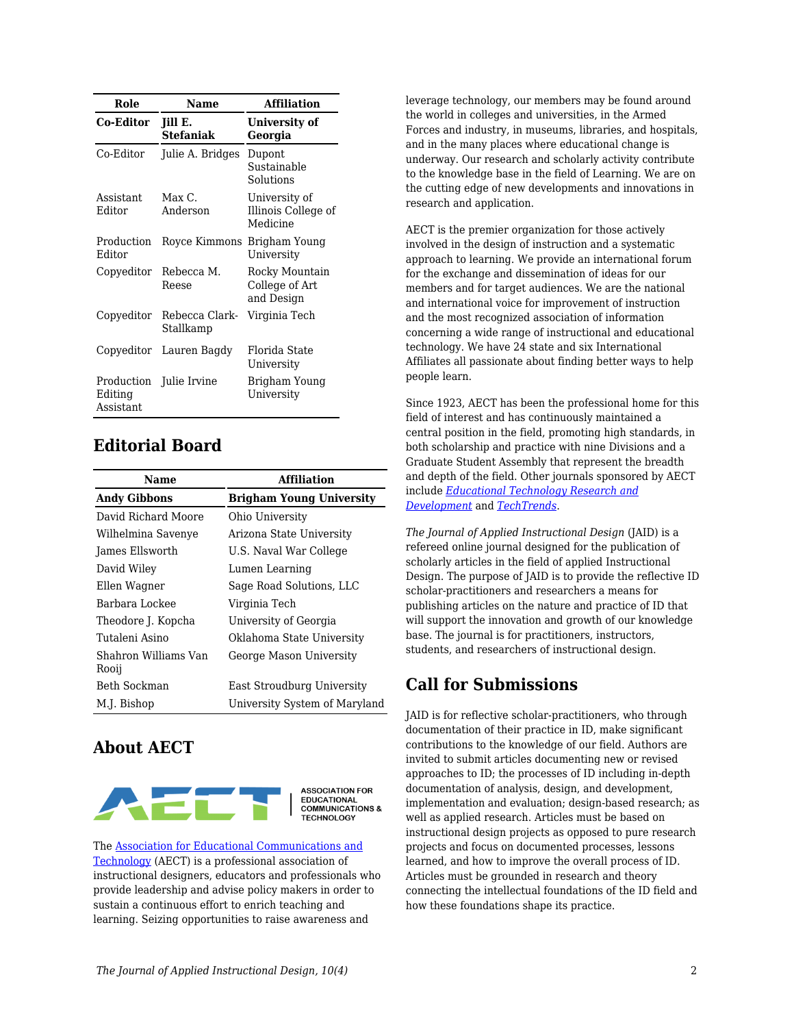| Role | Name | Affiliation |
|---|---|---|
| **Co-Editor** | **Jill E. Stefaniak** | **University of Georgia** |
| Co-Editor | Julie A. Bridges | Dupont Sustainable Solutions |
| Assistant Editor | Max C. Anderson | University of Illinois College of Medicine |
| Production Editor | Royce Kimmons | Brigham Young University |
| Copyeditor | Rebecca M. Reese | Rocky Mountain College of Art and Design |
| Copyeditor | Rebecca Clark-Stallkamp | Virginia Tech |
| Copyeditor | Lauren Bagdy | Florida State University |
| Production Editing Assistant | Julie Irvine | Brigham Young University |

## Editorial Board

| Name | Affiliation |
|---|---|
| **Andy Gibbons** | **Brigham Young University** |
| David Richard Moore | Ohio University |
| Wilhelmina Savenye | Arizona State University |
| James Ellsworth | U.S. Naval War College |
| David Wiley | Lumen Learning |
| Ellen Wagner | Sage Road Solutions, LLC |
| Barbara Lockee | Virginia Tech |
| Theodore J. Kopcha | University of Georgia |
| Tutaleni Asino | Oklahoma State University |
| Shahron Williams Van Rooij | George Mason University |
| Beth Sockman | East Stroudburg University |
| M.J. Bishop | University System of Maryland |

## About AECT

The Association for Educational Communications and Technology (AECT) is a professional association of instructional designers, educators and professionals who provide leadership and advise policy makers in order to sustain a continuous effort to enrich teaching and learning. Seizing opportunities to raise awareness and leverage technology, our members may be found around the world in colleges and universities, in the Armed Forces and industry, in museums, libraries, and hospitals, and in the many places where educational change is underway. Our research and scholarly activity contribute to the knowledge base in the field of Learning. We are on the cutting edge of new developments and innovations in research and application.

AECT is the premier organization for those actively involved in the design of instruction and a systematic approach to learning. We provide an international forum for the exchange and dissemination of ideas for our members and for target audiences. We are the national and international voice for improvement of instruction and the most recognized association of information concerning a wide range of instructional and educational technology. We have 24 state and six International Affiliates all passionate about finding better ways to help people learn.

Since 1923, AECT has been the professional home for this field of interest and has continuously maintained a central position in the field, promoting high standards, in both scholarship and practice with nine Divisions and a Graduate Student Assembly that represent the breadth and depth of the field. Other journals sponsored by AECT include *Educational Technology Research and Development* and *TechTrends*.

*The Journal of Applied Instructional Design* (JAID) is a refereed online journal designed for the publication of scholarly articles in the field of applied Instructional Design. The purpose of JAID is to provide the reflective ID scholar-practitioners and researchers a means for publishing articles on the nature and practice of ID that will support the innovation and growth of our knowledge base. The journal is for practitioners, instructors, students, and researchers of instructional design.

## Call for Submissions

JAID is for reflective scholar-practitioners, who through documentation of their practice in ID, make significant contributions to the knowledge of our field. Authors are invited to submit articles documenting new or revised approaches to ID; the processes of ID including in-depth documentation of analysis, design, and development, implementation and evaluation; design-based research; as well as applied research. Articles must be based on instructional design projects as opposed to pure research projects and focus on documented processes, lessons learned, and how to improve the overall process of ID. Articles must be grounded in research and theory connecting the intellectual foundations of the ID field and how these foundations shape its practice.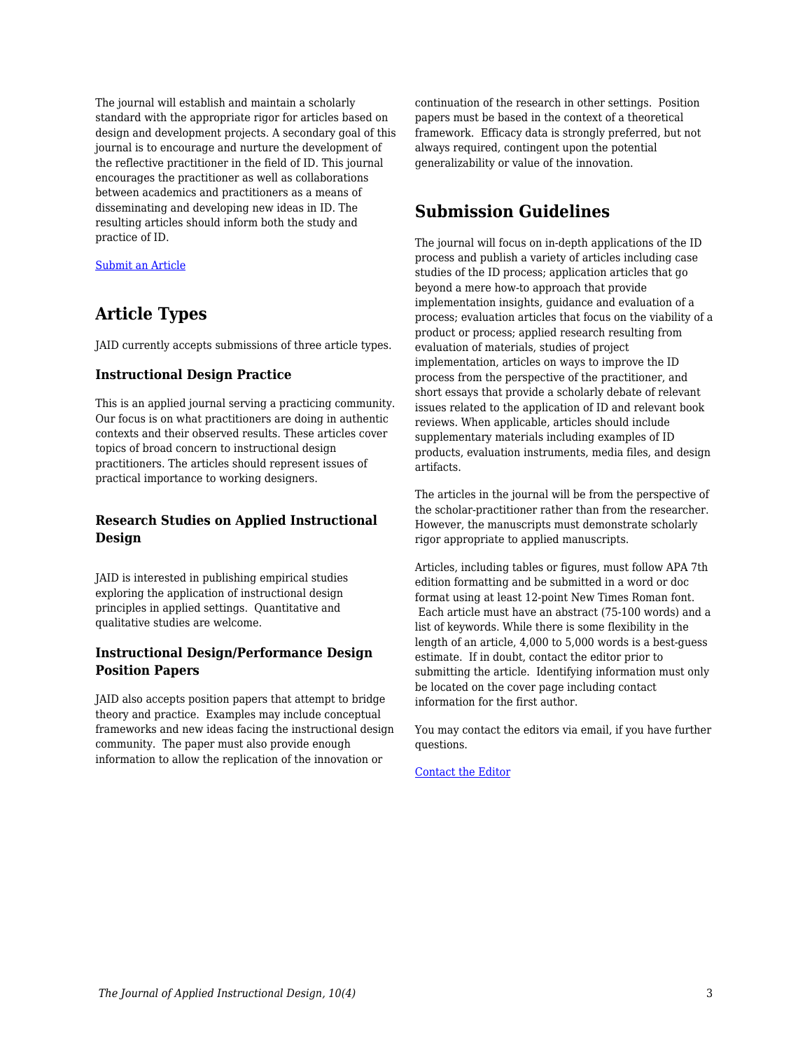The journal will establish and maintain a scholarly standard with the appropriate rigor for articles based on design and development projects. A secondary goal of this journal is to encourage and nurture the development of the reflective practitioner in the field of ID. This journal encourages the practitioner as well as collaborations between academics and practitioners as a means of disseminating and developing new ideas in ID. The resulting articles should inform both the study and practice of ID.

[Submit an Article]

## Article Types

JAID currently accepts submissions of three article types.

### Instructional Design Practice

This is an applied journal serving a practicing community. Our focus is on what practitioners are doing in authentic contexts and their observed results. These articles cover topics of broad concern to instructional design practitioners. The articles should represent issues of practical importance to working designers.

### Research Studies on Applied Instructional Design

JAID is interested in publishing empirical studies exploring the application of instructional design principles in applied settings. Quantitative and qualitative studies are welcome.

### Instructional Design/Performance Design Position Papers

JAID also accepts position papers that attempt to bridge theory and practice. Examples may include conceptual frameworks and new ideas facing the instructional design community. The paper must also provide enough information to allow the replication of the innovation or continuation of the research in other settings. Position papers must be based in the context of a theoretical framework. Efficacy data is strongly preferred, but not always required, contingent upon the potential generalizability or value of the innovation.

## Submission Guidelines

The journal will focus on in-depth applications of the ID process and publish a variety of articles including case studies of the ID process; application articles that go beyond a mere how-to approach that provide implementation insights, guidance and evaluation of a process; evaluation articles that focus on the viability of a product or process; applied research resulting from evaluation of materials, studies of project implementation, articles on ways to improve the ID process from the perspective of the practitioner, and short essays that provide a scholarly debate of relevant issues related to the application of ID and relevant book reviews. When applicable, articles should include supplementary materials including examples of ID products, evaluation instruments, media files, and design artifacts.

The articles in the journal will be from the perspective of the scholar-practitioner rather than from the researcher. However, the manuscripts must demonstrate scholarly rigor appropriate to applied manuscripts.

Articles, including tables or figures, must follow APA 7th edition formatting and be submitted in a word or doc format using at least 12-point New Times Roman font. Each article must have an abstract (75-100 words) and a list of keywords. While there is some flexibility in the length of an article, 4,000 to 5,000 words is a best-guess estimate. If in doubt, contact the editor prior to submitting the article. Identifying information must only be located on the cover page including contact information for the first author.

You may contact the editors via email, if you have further questions.

[Contact the Editor]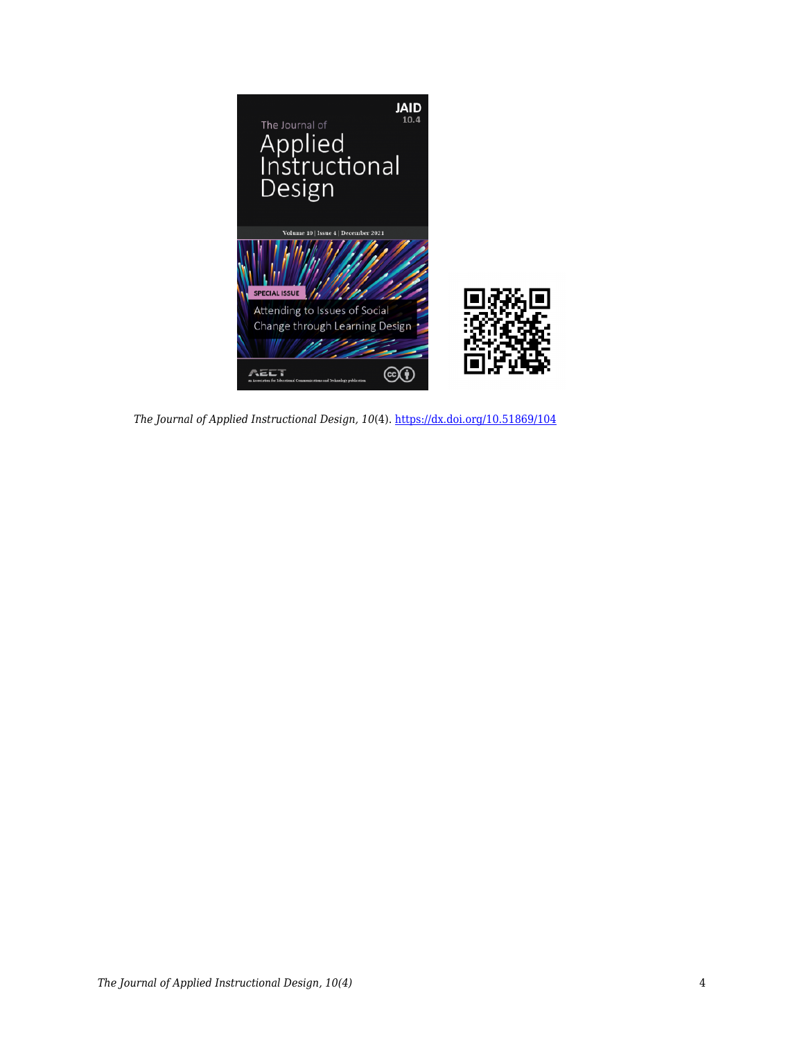*The Journal of Applied Instructional Design, 10*(4). https://dx.doi.org/10.51869/104